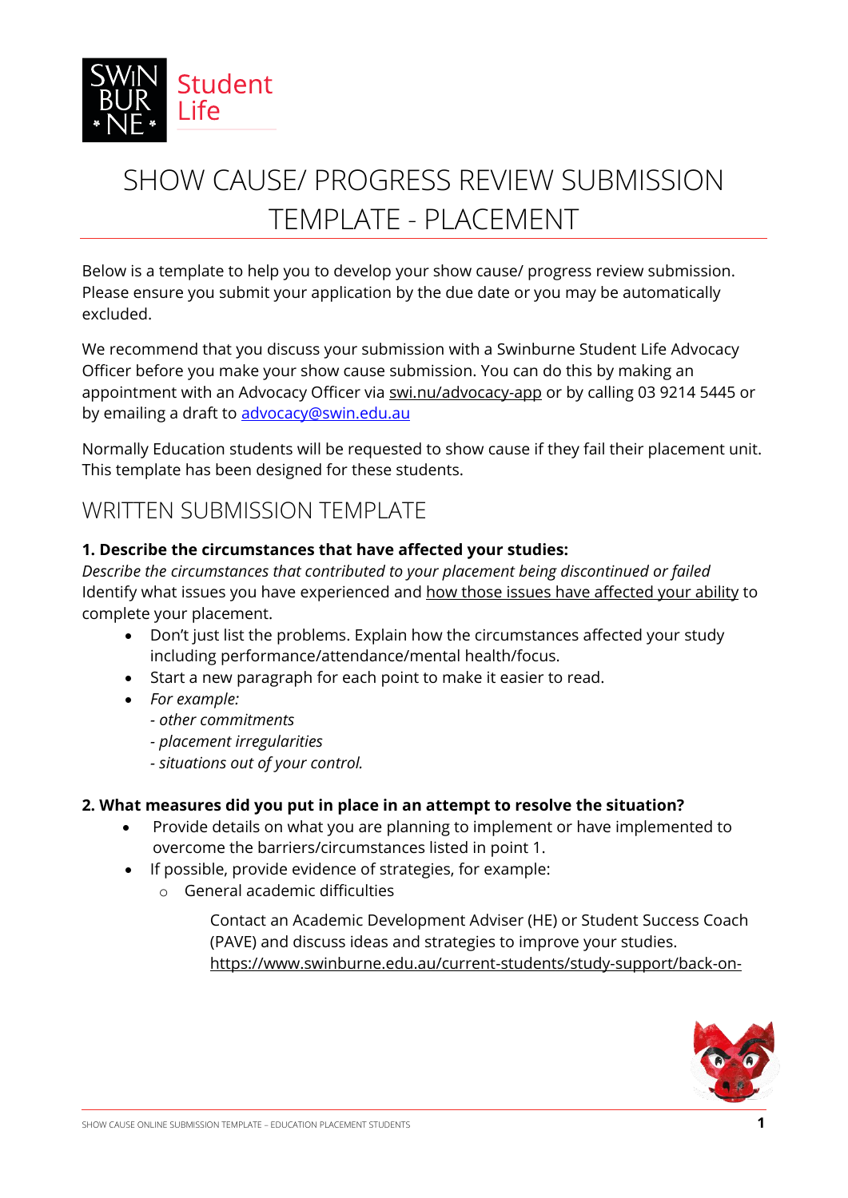# SHOW CAUSE/ PROGRESS REVIEW SUBMISSION TEMPLATE - PLACEMENT

Below is a template to help you to develop your show cause/ progress review submission. Please ensure you submit your application by the due date or you may be automatically excluded.

We recommend that you discuss your submission with a Swinburne Student Life Advocacy Officer before you make your show cause submission. You can do this by making an appointment with an Advocacy Officer via swi.nu/advocacy-app or by calling 03 9214 5445 or by emailing a draft to [advocacy@swin.edu.au](mailto:advocacy@swin.edu.au)

Normally Education students will be requested to show cause if they fail their placement unit. This template has been designed for these students.

## WRITTEN SUBMISSION TEMPLATE

**1. Describe the circumstances that have affected your studies:**

*Describe the circumstances that contributed to your placement being discontinued or failed*
Identify what issues you have experienced and how those issues have affected your ability to complete your placement.

- Don't just list the problems. Explain how the circumstances affected your study including performance/attendance/mental health/focus.
- Start a new paragraph for each point to make it easier to read.
- *For example:*
  *- other commitments*
  *- placement irregularities*
  *- situations out of your control.*

**2. What measures did you put in place in an attempt to resolve the situation?**

- Provide details on what you are planning to implement or have implemented to overcome the barriers/circumstances listed in point 1.
- If possible, provide evidence of strategies, for example:
  - General academic difficulties

    Contact an Academic Development Adviser (HE) or Student Success Coach (PAVE) and discuss ideas and strategies to improve your studies. https://www.swinburne.edu.au/current-students/study-support/back-on-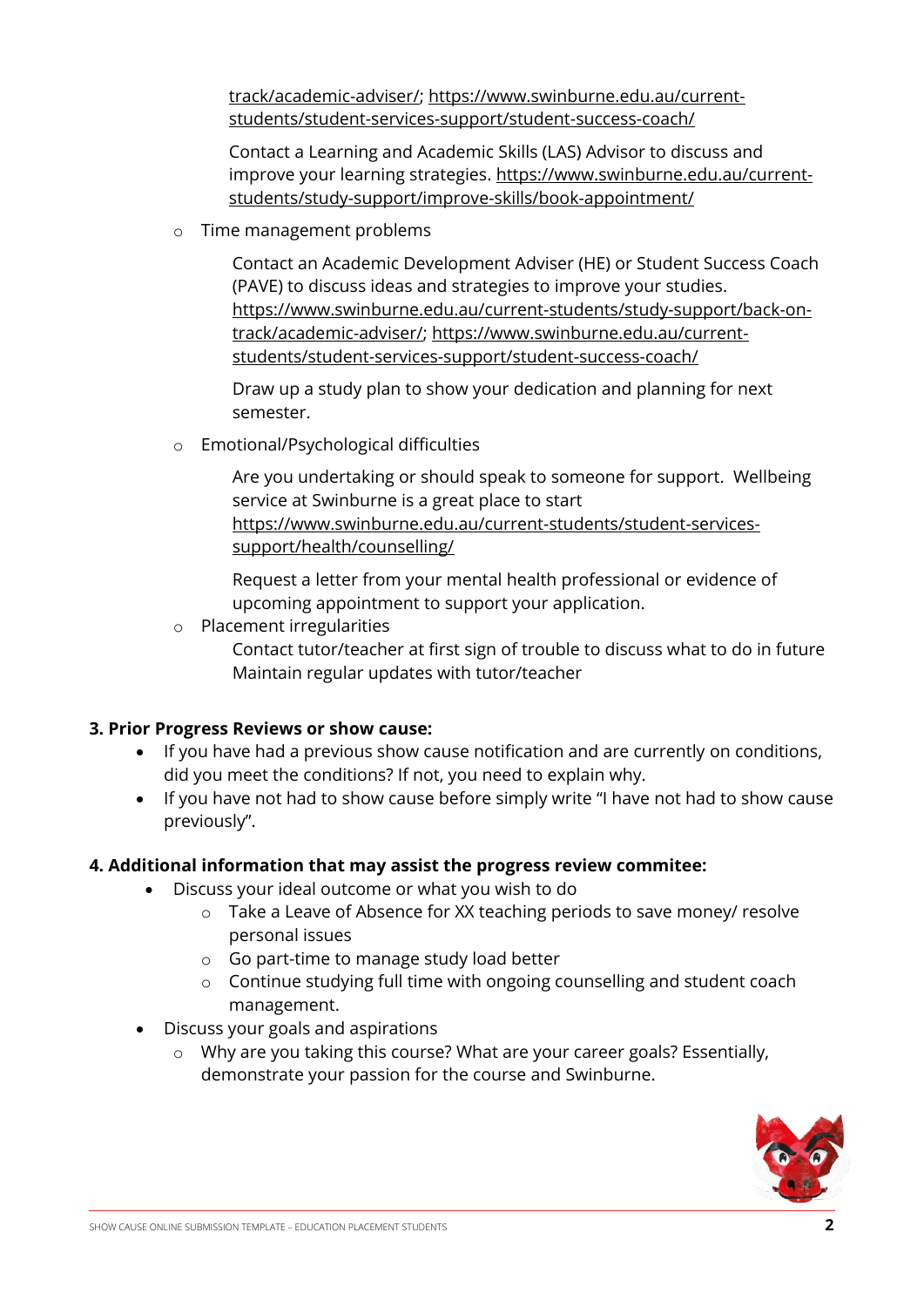track/academic-adviser/; https://www.swinburne.edu.au/current-students/student-services-support/student-success-coach/

Contact a Learning and Academic Skills (LAS) Advisor to discuss and improve your learning strategies. https://www.swinburne.edu.au/current-students/study-support/improve-skills/book-appointment/

- Time management problems

  Contact an Academic Development Adviser (HE) or Student Success Coach (PAVE) to discuss ideas and strategies to improve your studies. https://www.swinburne.edu.au/current-students/study-support/back-on-track/academic-adviser/; https://www.swinburne.edu.au/current-students/student-services-support/student-success-coach/

  Draw up a study plan to show your dedication and planning for next semester.

- Emotional/Psychological difficulties

  Are you undertaking or should speak to someone for support. Wellbeing service at Swinburne is a great place to start https://www.swinburne.edu.au/current-students/student-services-support/health/counselling/

  Request a letter from your mental health professional or evidence of upcoming appointment to support your application.

- Placement irregularities

  Contact tutor/teacher at first sign of trouble to discuss what to do in future
  Maintain regular updates with tutor/teacher

**3. Prior Progress Reviews or show cause:**

- If you have had a previous show cause notification and are currently on conditions, did you meet the conditions? If not, you need to explain why.
- If you have not had to show cause before simply write "I have not had to show cause previously".

**4. Additional information that may assist the progress review commitee:**

- Discuss your ideal outcome or what you wish to do
  - Take a Leave of Absence for XX teaching periods to save money/ resolve personal issues
  - Go part-time to manage study load better
  - Continue studying full time with ongoing counselling and student coach management.
- Discuss your goals and aspirations
  - Why are you taking this course? What are your career goals? Essentially, demonstrate your passion for the course and Swinburne.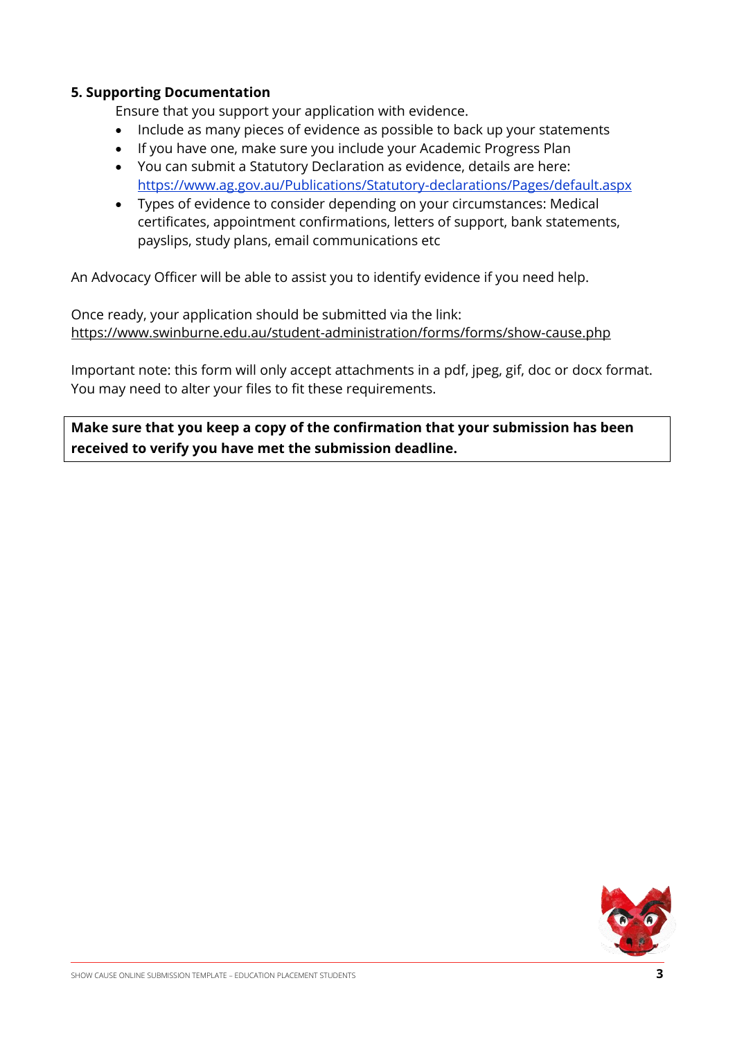**5. Supporting Documentation**

Ensure that you support your application with evidence.

- Include as many pieces of evidence as possible to back up your statements
- If you have one, make sure you include your Academic Progress Plan
- You can submit a Statutory Declaration as evidence, details are here: https://www.ag.gov.au/Publications/Statutory-declarations/Pages/default.aspx
- Types of evidence to consider depending on your circumstances: Medical certificates, appointment confirmations, letters of support, bank statements, payslips, study plans, email communications etc

An Advocacy Officer will be able to assist you to identify evidence if you need help.

Once ready, your application should be submitted via the link:
https://www.swinburne.edu.au/student-administration/forms/forms/show-cause.php

Important note: this form will only accept attachments in a pdf, jpeg, gif, doc or docx format. You may need to alter your files to fit these requirements.

**Make sure that you keep a copy of the confirmation that your submission has been received to verify you have met the submission deadline.**